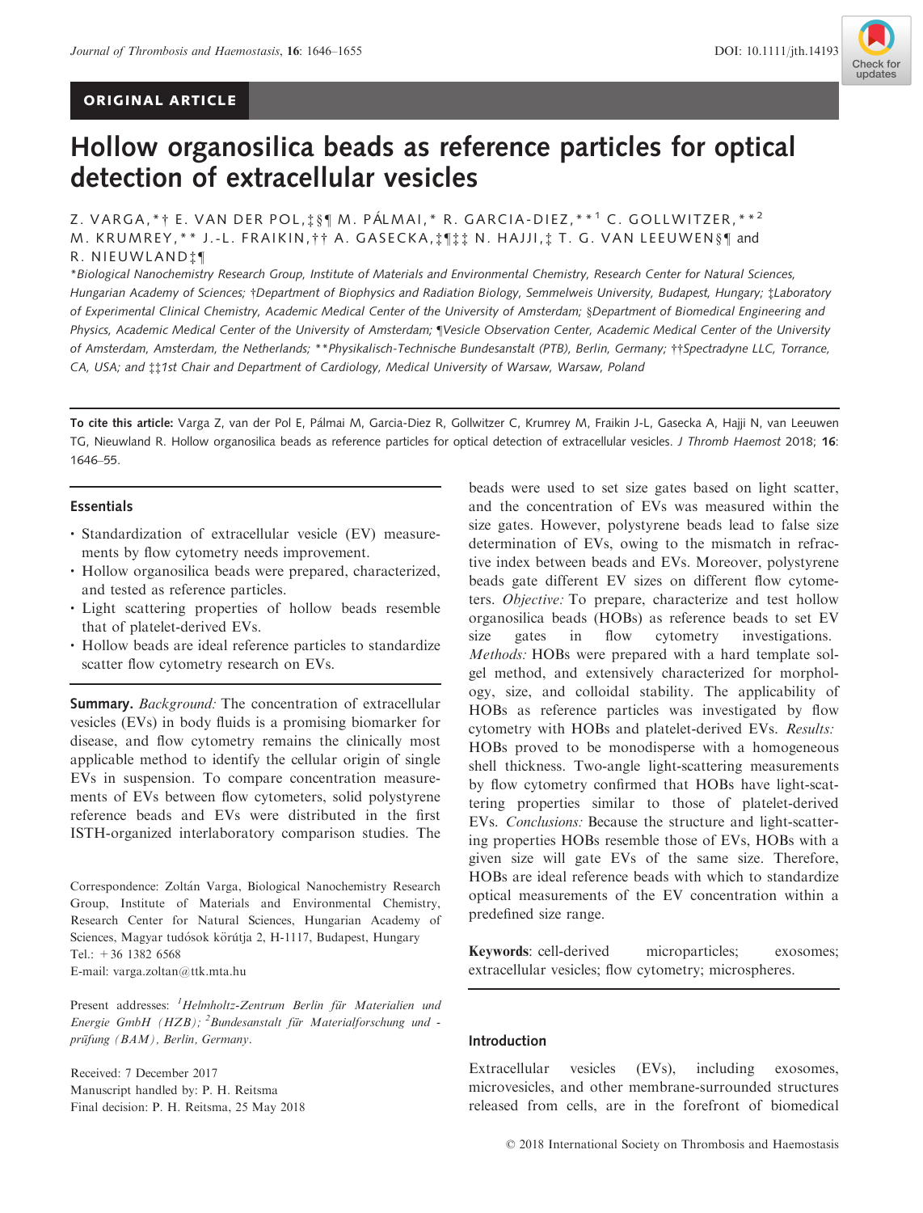ORIGINAL ARTICLE

# Hollow organosilica beads as reference particles for optical detection of extracellular vesicles

Z. VARGA,*† E. VAN DER POL,‡§¶ M. PÁLMAI,* R. GARCIA-DIEZ,**[1] C. GOLLWITZER,**[2] M. KRUMREY,** J.-L. FRAIKIN,†† A. GASECKA,‡¶‡‡ N. HAJJI,‡ T. G. VAN LEEUWEN§¶ and R. NIEUWLAND‡¶

*Biological Nanochemistry Research Group, Institute of Materials and Environmental Chemistry, Research Center for Natural Sciences, Hungarian Academy of Sciences; †Department of Biophysics and Radiation Biology, Semmelweis University, Budapest, Hungary; ‡Laboratory of Experimental Clinical Chemistry, Academic Medical Center of the University of Amsterdam; §Department of Biomedical Engineering and Physics, Academic Medical Center of the University of Amsterdam; ¶Vesicle Observation Center, Academic Medical Center of the University of Amsterdam, Amsterdam, the Netherlands; **Physikalisch-Technische Bundesanstalt (PTB), Berlin, Germany; ††Spectradyne LLC, Torrance, CA, USA; and ‡‡1st Chair and Department of Cardiology, Medical University of Warsaw, Warsaw, Poland

**To cite this article:** Varga Z, van der Pol E, Pálmai M, Garcia-Diez R, Gollwitzer C, Krumrey M, Fraikin J-L, Gasecka A, Hajji N, van Leeuwen TG, Nieuwland R. Hollow organosilica beads as reference particles for optical detection of extracellular vesicles. *J Thromb Haemost* 2018; **16**: 1646–55.

## Essentials

- Standardization of extracellular vesicle (EV) measurements by flow cytometry needs improvement.
- Hollow organosilica beads were prepared, characterized, and tested as reference particles.
- Light scattering properties of hollow beads resemble that of platelet-derived EVs.
- Hollow beads are ideal reference particles to standardize scatter flow cytometry research on EVs.

**Summary.** *Background:* The concentration of extracellular vesicles (EVs) in body fluids is a promising biomarker for disease, and flow cytometry remains the clinically most applicable method to identify the cellular origin of single EVs in suspension. To compare concentration measurements of EVs between flow cytometers, solid polystyrene reference beads and EVs were distributed in the first ISTH-organized interlaboratory comparison studies. The beads were used to set size gates based on light scatter, and the concentration of EVs was measured within the size gates. However, polystyrene beads lead to false size determination of EVs, owing to the mismatch in refractive index between beads and EVs. Moreover, polystyrene beads gate different EV sizes on different flow cytometers. *Objective:* To prepare, characterize and test hollow organosilica beads (HOBs) as reference beads to set EV size gates in flow cytometry investigations. *Methods:* HOBs were prepared with a hard template sol-gel method, and extensively characterized for morphology, size, and colloidal stability. The applicability of HOBs as reference particles was investigated by flow cytometry with HOBs and platelet-derived EVs. *Results:* HOBs proved to be monodisperse with a homogeneous shell thickness. Two-angle light-scattering measurements by flow cytometry confirmed that HOBs have light-scattering properties similar to those of platelet-derived EVs. *Conclusions:* Because the structure and light-scattering properties HOBs resemble those of EVs, HOBs with a given size will gate EVs of the same size. Therefore, HOBs are ideal reference beads with which to standardize optical measurements of the EV concentration within a predefined size range.

**Keywords**: cell-derived microparticles; exosomes; extracellular vesicles; flow cytometry; microspheres.

Correspondence: Zoltán Varga, Biological Nanochemistry Research Group, Institute of Materials and Environmental Chemistry, Research Center for Natural Sciences, Hungarian Academy of Sciences, Magyar tudósok körútja 2, H-1117, Budapest, Hungary
Tel.: +36 1382 6568
E-mail: varga.zoltan@ttk.mta.hu

Present addresses: [1]*Helmholtz-Zentrum Berlin für Materialien und Energie GmbH (HZB)*; [2]*Bundesanstalt für Materialforschung und -prüfung (BAM), Berlin, Germany*.

Received: 7 December 2017
Manuscript handled by: P. H. Reitsma
Final decision: P. H. Reitsma, 25 May 2018

## Introduction

Extracellular vesicles (EVs), including exosomes, microvesicles, and other membrane-surrounded structures released from cells, are in the forefront of biomedical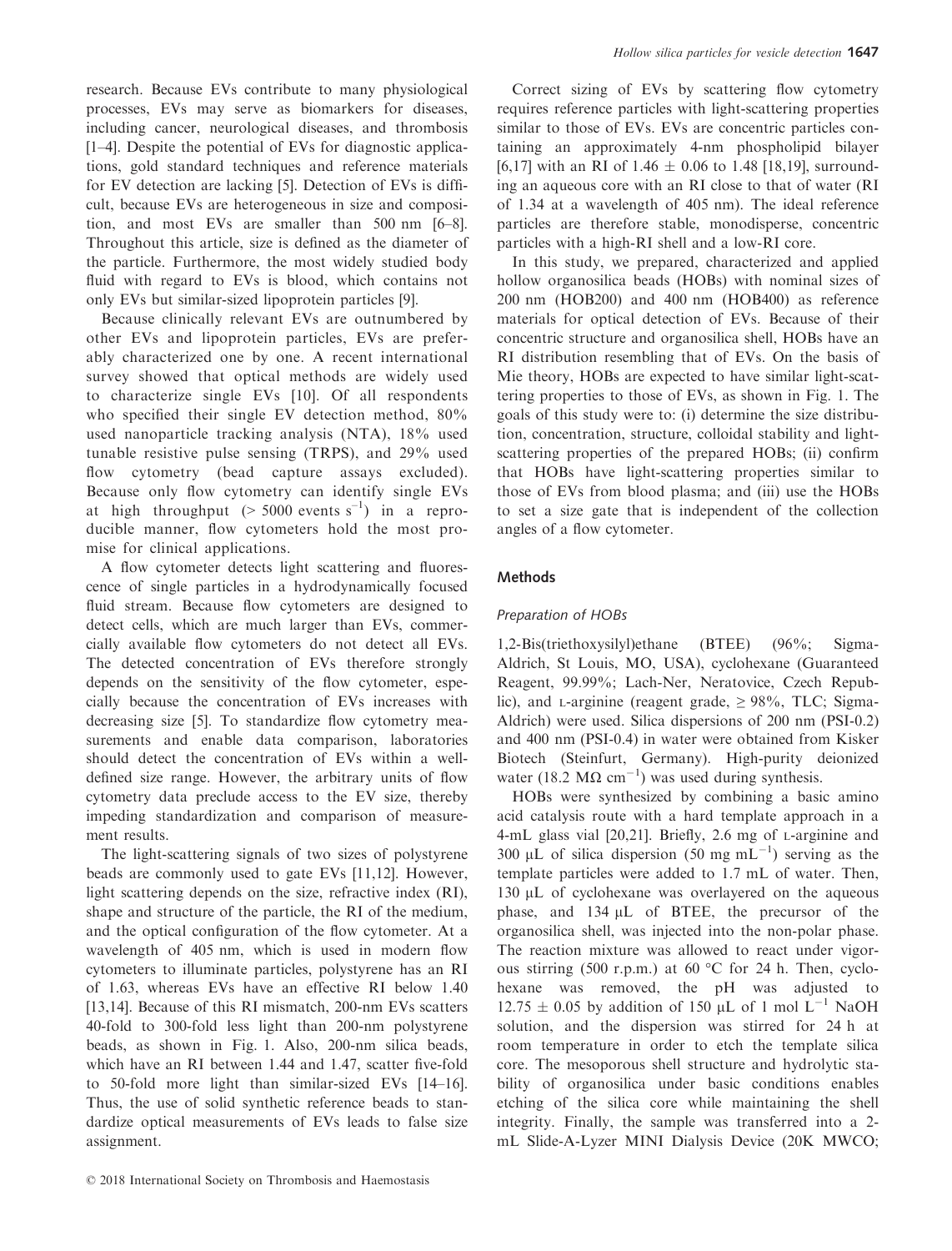research. Because EVs contribute to many physiological processes, EVs may serve as biomarkers for diseases, including cancer, neurological diseases, and thrombosis [1–4]. Despite the potential of EVs for diagnostic applications, gold standard techniques and reference materials for EV detection are lacking [5]. Detection of EVs is difficult, because EVs are heterogeneous in size and composition, and most EVs are smaller than 500 nm [6–8]. Throughout this article, size is defined as the diameter of the particle. Furthermore, the most widely studied body fluid with regard to EVs is blood, which contains not only EVs but similar-sized lipoprotein particles [9].

Because clinically relevant EVs are outnumbered by other EVs and lipoprotein particles, EVs are preferably characterized one by one. A recent international survey showed that optical methods are widely used to characterize single EVs [10]. Of all respondents who specified their single EV detection method, 80% used nanoparticle tracking analysis (NTA), 18% used tunable resistive pulse sensing (TRPS), and 29% used flow cytometry (bead capture assays excluded). Because only flow cytometry can identify single EVs at high throughput (> 5000 events $s^{-1}$) in a reproducible manner, flow cytometers hold the most promise for clinical applications.

A flow cytometer detects light scattering and fluorescence of single particles in a hydrodynamically focused fluid stream. Because flow cytometers are designed to detect cells, which are much larger than EVs, commercially available flow cytometers do not detect all EVs. The detected concentration of EVs therefore strongly depends on the sensitivity of the flow cytometer, especially because the concentration of EVs increases with decreasing size [5]. To standardize flow cytometry measurements and enable data comparison, laboratories should detect the concentration of EVs within a well-defined size range. However, the arbitrary units of flow cytometry data preclude access to the EV size, thereby impeding standardization and comparison of measurement results.

The light-scattering signals of two sizes of polystyrene beads are commonly used to gate EVs [11,12]. However, light scattering depends on the size, refractive index (RI), shape and structure of the particle, the RI of the medium, and the optical configuration of the flow cytometer. At a wavelength of 405 nm, which is used in modern flow cytometers to illuminate particles, polystyrene has an RI of 1.63, whereas EVs have an effective RI below 1.40 [13,14]. Because of this RI mismatch, 200-nm EVs scatters 40-fold to 300-fold less light than 200-nm polystyrene beads, as shown in Fig. 1. Also, 200-nm silica beads, which have an RI between 1.44 and 1.47, scatter five-fold to 50-fold more light than similar-sized EVs [14–16]. Thus, the use of solid synthetic reference beads to standardize optical measurements of EVs leads to false size assignment.

Correct sizing of EVs by scattering flow cytometry requires reference particles with light-scattering properties similar to those of EVs. EVs are concentric particles containing an approximately 4-nm phospholipid bilayer [6,17] with an RI of 1.46 ± 0.06 to 1.48 [18,19], surrounding an aqueous core with an RI close to that of water (RI of 1.34 at a wavelength of 405 nm). The ideal reference particles are therefore stable, monodisperse, concentric particles with a high-RI shell and a low-RI core.

In this study, we prepared, characterized and applied hollow organosilica beads (HOBs) with nominal sizes of 200 nm (HOB200) and 400 nm (HOB400) as reference materials for optical detection of EVs. Because of their concentric structure and organosilica shell, HOBs have an RI distribution resembling that of EVs. On the basis of Mie theory, HOBs are expected to have similar light-scattering properties to those of EVs, as shown in Fig. 1. The goals of this study were to: (i) determine the size distribution, concentration, structure, colloidal stability and light-scattering properties of the prepared HOBs; (ii) confirm that HOBs have light-scattering properties similar to those of EVs from blood plasma; and (iii) use the HOBs to set a size gate that is independent of the collection angles of a flow cytometer.

## Methods

### *Preparation of HOBs*

1,2-Bis(triethoxysilyl)ethane (BTEE) (96%; Sigma-Aldrich, St Louis, MO, USA), cyclohexane (Guaranteed Reagent, 99.99%; Lach-Ner, Neratovice, Czech Republic), and L-arginine (reagent grade, ≥ 98%, TLC; Sigma-Aldrich) were used. Silica dispersions of 200 nm (PSI-0.2) and 400 nm (PSI-0.4) in water were obtained from Kisker Biotech (Steinfurt, Germany). High-purity deionized water (18.2 MΩ $cm^{-1}$) was used during synthesis.

HOBs were synthesized by combining a basic amino acid catalysis route with a hard template approach in a 4-mL glass vial [20,21]. Briefly, 2.6 mg of L-arginine and 300 μL of silica dispersion (50 mg $mL^{-1}$) serving as the template particles were added to 1.7 mL of water. Then, 130 μL of cyclohexane was overlayered on the aqueous phase, and 134 μL of BTEE, the precursor of the organosilica shell, was injected into the non-polar phase. The reaction mixture was allowed to react under vigorous stirring (500 r.p.m.) at 60 °C for 24 h. Then, cyclohexane was removed, the pH was adjusted to 12.75 ± 0.05 by addition of 150 μL of 1 mol $L^{-1}$ NaOH solution, and the dispersion was stirred for 24 h at room temperature in order to etch the template silica core. The mesoporous shell structure and hydrolytic stability of organosilica under basic conditions enables etching of the silica core while maintaining the shell integrity. Finally, the sample was transferred into a 2-mL Slide-A-Lyzer MINI Dialysis Device (20K MWCO;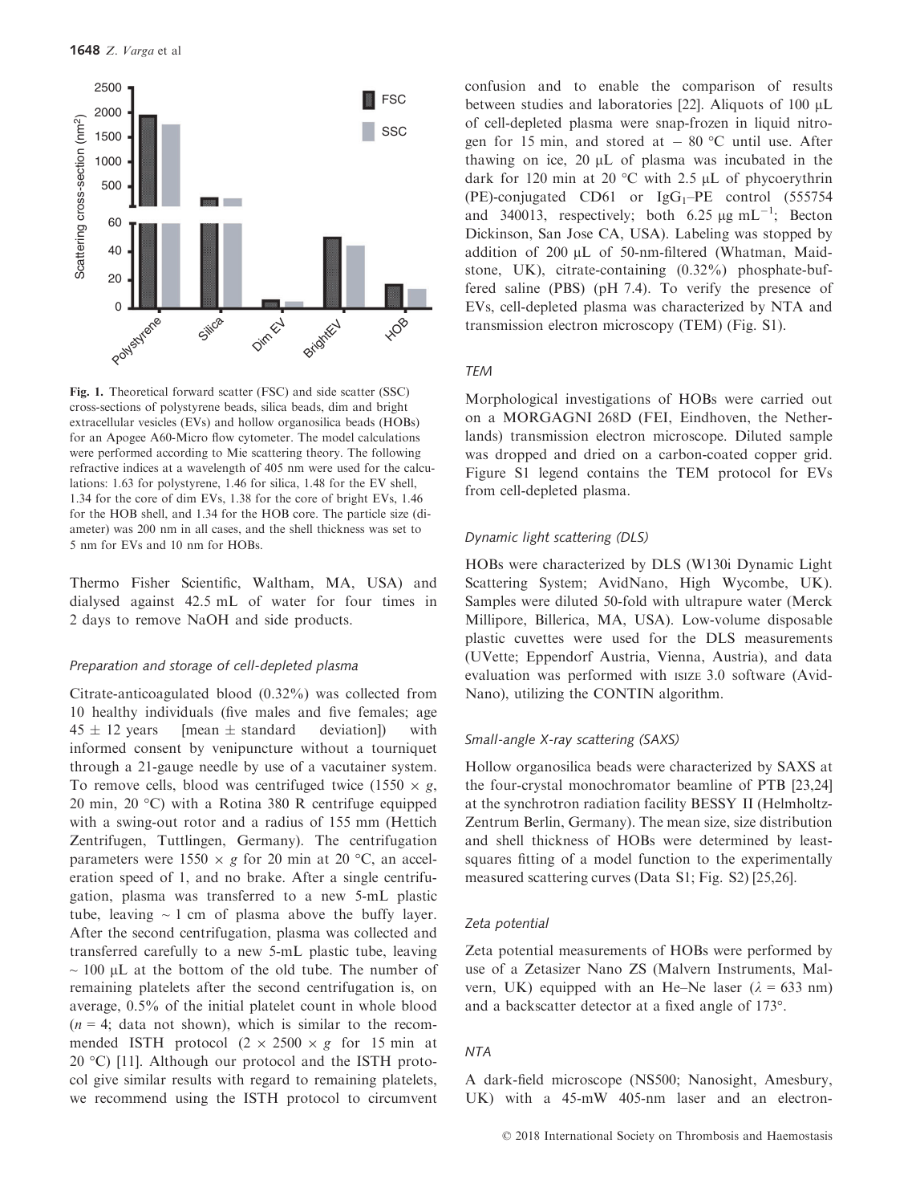Fig. 1. Theoretical forward scatter (FSC) and side scatter (SSC) cross-sections of polystyrene beads, silica beads, dim and bright extracellular vesicles (EVs) and hollow organosilica beads (HOBs) for an Apogee A60-Micro flow cytometer. The model calculations were performed according to Mie scattering theory. The following refractive indices at a wavelength of 405 nm were used for the calculations: 1.63 for polystyrene, 1.46 for silica, 1.48 for the EV shell, 1.34 for the core of dim EVs, 1.38 for the core of bright EVs, 1.46 for the HOB shell, and 1.34 for the HOB core. The particle size (diameter) was 200 nm in all cases, and the shell thickness was set to 5 nm for EVs and 10 nm for HOBs.

Thermo Fisher Scientific, Waltham, MA, USA) and dialysed against 42.5 mL of water for four times in 2 days to remove NaOH and side products.

### Preparation and storage of cell-depleted plasma

Citrate-anticoagulated blood (0.32%) was collected from 10 healthy individuals (five males and five females; age $45 \pm 12$ years [mean $\pm$ standard deviation]) with informed consent by venipuncture without a tourniquet through a 21-gauge needle by use of a vacutainer system. To remove cells, blood was centrifuged twice ($1550 \times g$, 20 min, 20 °C) with a Rotina 380 R centrifuge equipped with a swing-out rotor and a radius of 155 mm (Hettich Zentrifugen, Tuttlingen, Germany). The centrifugation parameters were $1550 \times g$ for 20 min at 20 °C, an acceleration speed of 1, and no brake. After a single centrifugation, plasma was transferred to a new 5-mL plastic tube, leaving ~ 1 cm of plasma above the buffy layer. After the second centrifugation, plasma was collected and transferred carefully to a new 5-mL plastic tube, leaving ~ 100 μL at the bottom of the old tube. The number of remaining platelets after the second centrifugation is, on average, 0.5% of the initial platelet count in whole blood ($n = 4$; data not shown), which is similar to the recommended ISTH protocol ($2 \times 2500 \times g$ for 15 min at 20 °C) [11]. Although our protocol and the ISTH protocol give similar results with regard to remaining platelets, we recommend using the ISTH protocol to circumvent confusion and to enable the comparison of results between studies and laboratories [22]. Aliquots of 100 μL of cell-depleted plasma were snap-frozen in liquid nitrogen for 15 min, and stored at − 80 °C until use. After thawing on ice, 20 μL of plasma was incubated in the dark for 120 min at 20 °C with 2.5 μL of phycoerythrin (PE)-conjugated CD61 or $IgG_1$–PE control (555754 and 340013, respectively; both 6.25 μg $mL^{-1}$; Becton Dickinson, San Jose CA, USA). Labeling was stopped by addition of 200 μL of 50-nm-filtered (Whatman, Maidstone, UK), citrate-containing (0.32%) phosphate-buffered saline (PBS) (pH 7.4). To verify the presence of EVs, cell-depleted plasma was characterized by NTA and transmission electron microscopy (TEM) (Fig. S1).

### TEM

Morphological investigations of HOBs were carried out on a MORGAGNI 268D (FEI, Eindhoven, the Netherlands) transmission electron microscope. Diluted sample was dropped and dried on a carbon-coated copper grid. Figure S1 legend contains the TEM protocol for EVs from cell-depleted plasma.

### Dynamic light scattering (DLS)

HOBs were characterized by DLS (W130i Dynamic Light Scattering System; AvidNano, High Wycombe, UK). Samples were diluted 50-fold with ultrapure water (Merck Millipore, Billerica, MA, USA). Low-volume disposable plastic cuvettes were used for the DLS measurements (UVette; Eppendorf Austria, Vienna, Austria), and data evaluation was performed with ISIZE 3.0 software (AvidNano), utilizing the CONTIN algorithm.

### Small-angle X-ray scattering (SAXS)

Hollow organosilica beads were characterized by SAXS at the four-crystal monochromator beamline of PTB [23,24] at the synchrotron radiation facility BESSY II (Helmholtz-Zentrum Berlin, Germany). The mean size, size distribution and shell thickness of HOBs were determined by least-squares fitting of a model function to the experimentally measured scattering curves (Data S1; Fig. S2) [25,26].

### Zeta potential

Zeta potential measurements of HOBs were performed by use of a Zetasizer Nano ZS (Malvern Instruments, Malvern, UK) equipped with an He–Ne laser ($\lambda = 633$ nm) and a backscatter detector at a fixed angle of 173°.

### NTA

A dark-field microscope (NS500; Nanosight, Amesbury, UK) with a 45-mW 405-nm laser and an electron-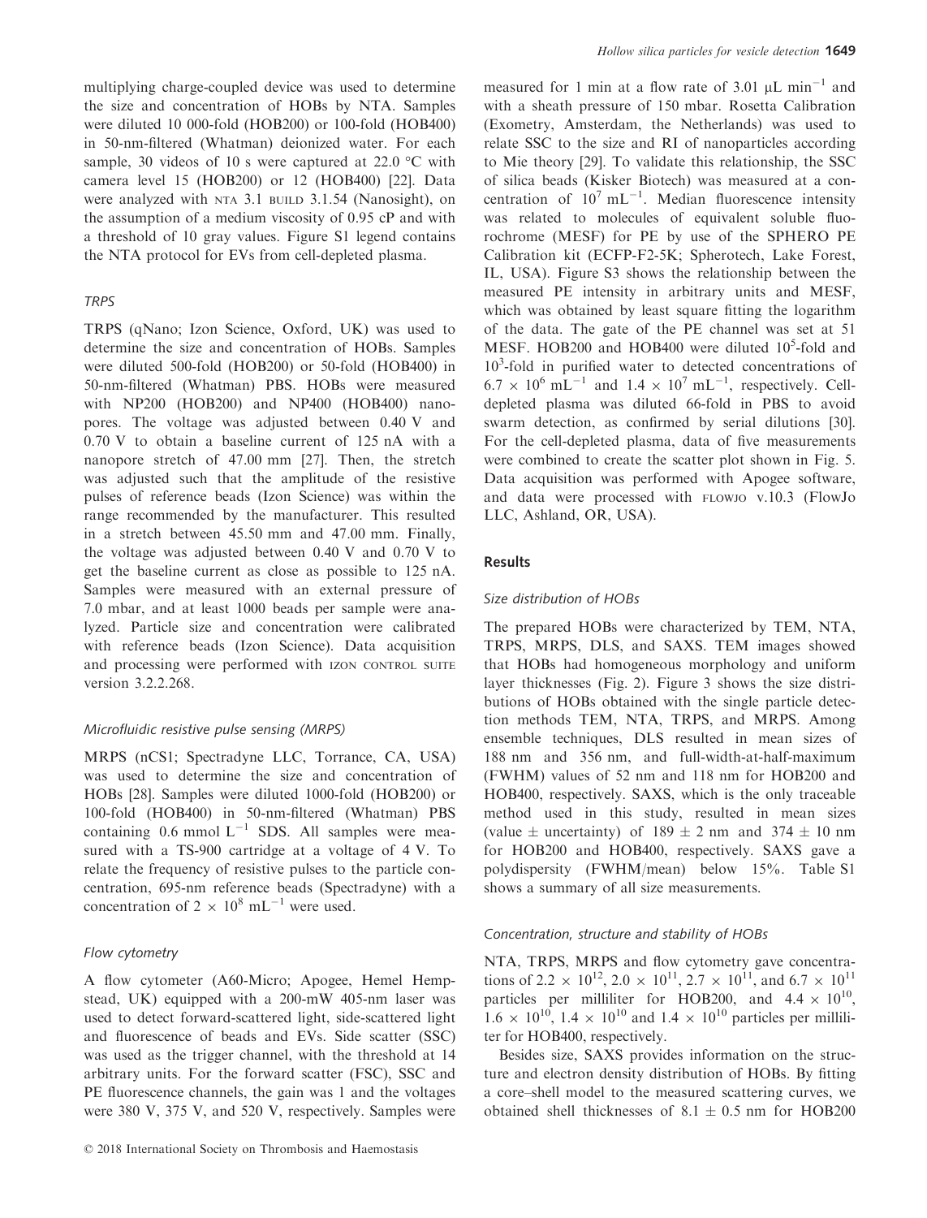multiplying charge-coupled device was used to determine the size and concentration of HOBs by NTA. Samples were diluted 10 000-fold (HOB200) or 100-fold (HOB400) in 50-nm-filtered (Whatman) deionized water. For each sample, 30 videos of 10 s were captured at 22.0 °C with camera level 15 (HOB200) or 12 (HOB400) [22]. Data were analyzed with NTA 3.1 BUILD 3.1.54 (Nanosight), on the assumption of a medium viscosity of 0.95 cP and with a threshold of 10 gray values. Figure S1 legend contains the NTA protocol for EVs from cell-depleted plasma.

#### TRPS

TRPS (qNano; Izon Science, Oxford, UK) was used to determine the size and concentration of HOBs. Samples were diluted 500-fold (HOB200) or 50-fold (HOB400) in 50-nm-filtered (Whatman) PBS. HOBs were measured with NP200 (HOB200) and NP400 (HOB400) nanopores. The voltage was adjusted between 0.40 V and 0.70 V to obtain a baseline current of 125 nA with a nanopore stretch of 47.00 mm [27]. Then, the stretch was adjusted such that the amplitude of the resistive pulses of reference beads (Izon Science) was within the range recommended by the manufacturer. This resulted in a stretch between 45.50 mm and 47.00 mm. Finally, the voltage was adjusted between 0.40 V and 0.70 V to get the baseline current as close as possible to 125 nA. Samples were measured with an external pressure of 7.0 mbar, and at least 1000 beads per sample were analyzed. Particle size and concentration were calibrated with reference beads (Izon Science). Data acquisition and processing were performed with IZON CONTROL SUITE version 3.2.2.268.

#### Microfluidic resistive pulse sensing (MRPS)

MRPS (nCS1; Spectradyne LLC, Torrance, CA, USA) was used to determine the size and concentration of HOBs [28]. Samples were diluted 1000-fold (HOB200) or 100-fold (HOB400) in 50-nm-filtered (Whatman) PBS containing 0.6 mmol $L^{-1}$ SDS. All samples were measured with a TS-900 cartridge at a voltage of 4 V. To relate the frequency of resistive pulses to the particle concentration, 695-nm reference beads (Spectradyne) with a concentration of $2 \times 10^{8}$ $mL^{-1}$ were used.

#### Flow cytometry

A flow cytometer (A60-Micro; Apogee, Hemel Hempstead, UK) equipped with a 200-mW 405-nm laser was used to detect forward-scattered light, side-scattered light and fluorescence of beads and EVs. Side scatter (SSC) was used as the trigger channel, with the threshold at 14 arbitrary units. For the forward scatter (FSC), SSC and PE fluorescence channels, the gain was 1 and the voltages were 380 V, 375 V, and 520 V, respectively. Samples were measured for 1 min at a flow rate of 3.01 μL $min^{-1}$ and with a sheath pressure of 150 mbar. Rosetta Calibration (Exometry, Amsterdam, the Netherlands) was used to relate SSC to the size and RI of nanoparticles according to Mie theory [29]. To validate this relationship, the SSC of silica beads (Kisker Biotech) was measured at a concentration of $10^{7}$ $mL^{-1}$. Median fluorescence intensity was related to molecules of equivalent soluble fluorochrome (MESF) for PE by use of the SPHERO PE Calibration kit (ECFP-F2-5K; Spherotech, Lake Forest, IL, USA). Figure S3 shows the relationship between the measured PE intensity in arbitrary units and MESF, which was obtained by least square fitting the logarithm of the data. The gate of the PE channel was set at 51 MESF. HOB200 and HOB400 were diluted $10^{5}$-fold and $10^{3}$-fold in purified water to detected concentrations of $6.7 \times 10^{6}$ $mL^{-1}$ and $1.4 \times 10^{7}$ $mL^{-1}$, respectively. Cell-depleted plasma was diluted 66-fold in PBS to avoid swarm detection, as confirmed by serial dilutions [30]. For the cell-depleted plasma, data of five measurements were combined to create the scatter plot shown in Fig. 5. Data acquisition was performed with Apogee software, and data were processed with FLOWJO v.10.3 (FlowJo LLC, Ashland, OR, USA).

### Results

#### Size distribution of HOBs

The prepared HOBs were characterized by TEM, NTA, TRPS, MRPS, DLS, and SAXS. TEM images showed that HOBs had homogeneous morphology and uniform layer thicknesses (Fig. 2). Figure 3 shows the size distributions of HOBs obtained with the single particle detection methods TEM, NTA, TRPS, and MRPS. Among ensemble techniques, DLS resulted in mean sizes of 188 nm and 356 nm, and full-width-at-half-maximum (FWHM) values of 52 nm and 118 nm for HOB200 and HOB400, respectively. SAXS, which is the only traceable method used in this study, resulted in mean sizes (value ± uncertainty) of 189 ± 2 nm and 374 ± 10 nm for HOB200 and HOB400, respectively. SAXS gave a polydispersity (FWHM/mean) below 15%. Table S1 shows a summary of all size measurements.

#### Concentration, structure and stability of HOBs

NTA, TRPS, MRPS and flow cytometry gave concentrations of $2.2 \times 10^{12}$, $2.0 \times 10^{11}$, $2.7 \times 10^{11}$, and $6.7 \times 10^{11}$ particles per milliliter for HOB200, and $4.4 \times 10^{10}$, $1.6 \times 10^{10}$, $1.4 \times 10^{10}$ and $1.4 \times 10^{10}$ particles per milliliter for HOB400, respectively.

Besides size, SAXS provides information on the structure and electron density distribution of HOBs. By fitting a core–shell model to the measured scattering curves, we obtained shell thicknesses of 8.1 ± 0.5 nm for HOB200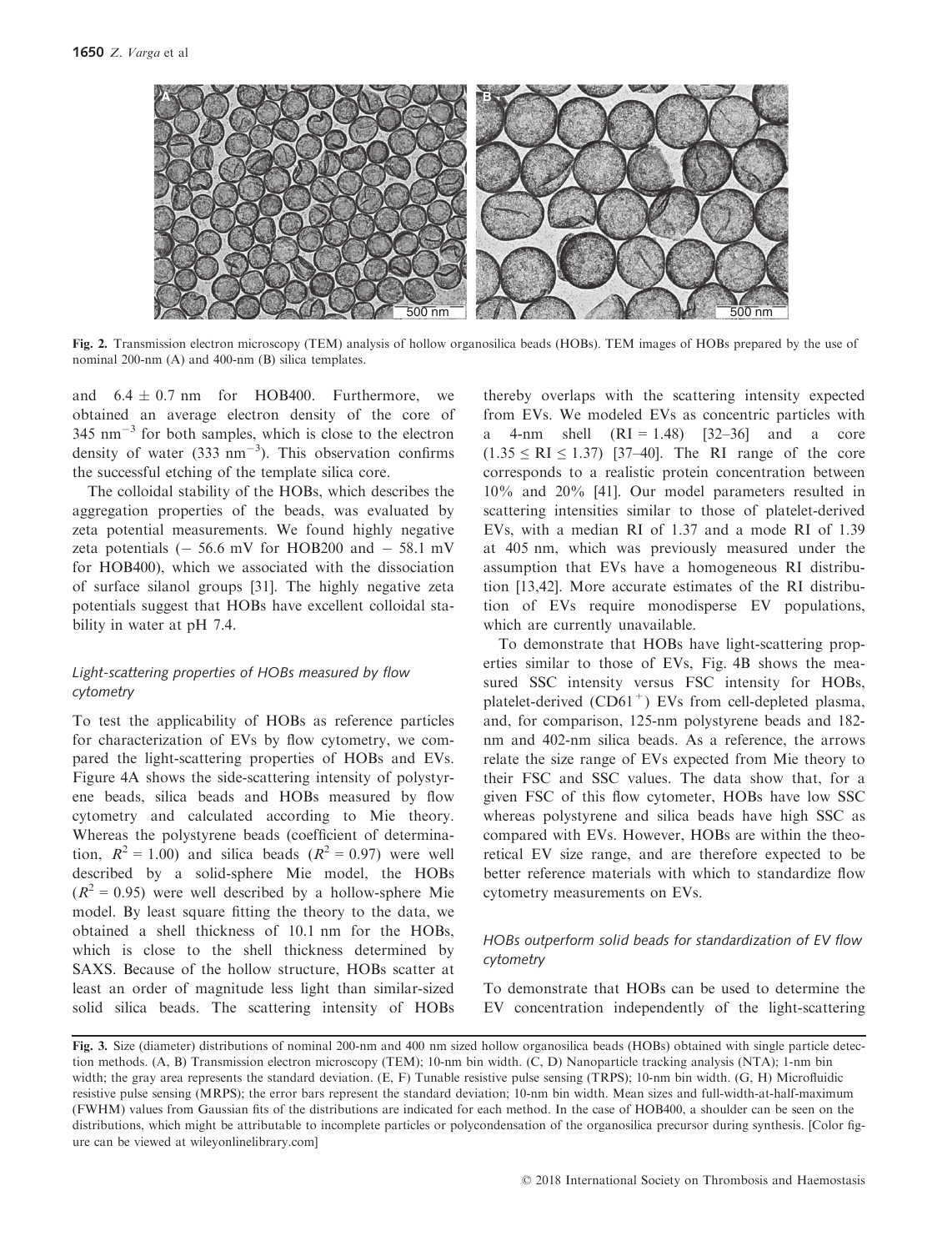Fig. 2. Transmission electron microscopy (TEM) analysis of hollow organosilica beads (HOBs). TEM images of HOBs prepared by the use of nominal 200-nm (A) and 400-nm (B) silica templates.

and $6.4 \pm 0.7$ nm for HOB400. Furthermore, we obtained an average electron density of the core of 345 $nm^{-3}$ for both samples, which is close to the electron density of water (333 $nm^{-3}$). This observation confirms the successful etching of the template silica core.

The colloidal stability of the HOBs, which describes the aggregation properties of the beads, was evaluated by zeta potential measurements. We found highly negative zeta potentials (− 56.6 mV for HOB200 and − 58.1 mV for HOB400), which we associated with the dissociation of surface silanol groups [31]. The highly negative zeta potentials suggest that HOBs have excellent colloidal stability in water at pH 7.4.

### *Light-scattering properties of HOBs measured by flow cytometry*

To test the applicability of HOBs as reference particles for characterization of EVs by flow cytometry, we compared the light-scattering properties of HOBs and EVs. Figure 4A shows the side-scattering intensity of polystyrene beads, silica beads and HOBs measured by flow cytometry and calculated according to Mie theory. Whereas the polystyrene beads (coefficient of determination, $R^2 = 1.00$) and silica beads ($R^2 = 0.97$) were well described by a solid-sphere Mie model, the HOBs ($R^2 = 0.95$) were well described by a hollow-sphere Mie model. By least square fitting the theory to the data, we obtained a shell thickness of 10.1 nm for the HOBs, which is close to the shell thickness determined by SAXS. Because of the hollow structure, HOBs scatter at least an order of magnitude less light than similar-sized solid silica beads. The scattering intensity of HOBs thereby overlaps with the scattering intensity expected from EVs. We modeled EVs as concentric particles with a 4-nm shell (RI = 1.48) [32–36] and a core ($1.35 \leq \text{RI} \leq 1.37$) [37–40]. The RI range of the core corresponds to a realistic protein concentration between 10% and 20% [41]. Our model parameters resulted in scattering intensities similar to those of platelet-derived EVs, with a median RI of 1.37 and a mode RI of 1.39 at 405 nm, which was previously measured under the assumption that EVs have a homogeneous RI distribution [13,42]. More accurate estimates of the RI distribution of EVs require monodisperse EV populations, which are currently unavailable.

To demonstrate that HOBs have light-scattering properties similar to those of EVs, Fig. 4B shows the measured SSC intensity versus FSC intensity for HOBs, platelet-derived ($CD61^+$) EVs from cell-depleted plasma, and, for comparison, 125-nm polystyrene beads and 182-nm and 402-nm silica beads. As a reference, the arrows relate the size range of EVs expected from Mie theory to their FSC and SSC values. The data show that, for a given FSC of this flow cytometer, HOBs have low SSC whereas polystyrene and silica beads have high SSC as compared with EVs. However, HOBs are within the theoretical EV size range, and are therefore expected to be better reference materials with which to standardize flow cytometry measurements on EVs.

### *HOBs outperform solid beads for standardization of EV flow cytometry*

To demonstrate that HOBs can be used to determine the EV concentration independently of the light-scattering

Fig. 3. Size (diameter) distributions of nominal 200-nm and 400 nm sized hollow organosilica beads (HOBs) obtained with single particle detection methods. (A, B) Transmission electron microscopy (TEM); 10-nm bin width. (C, D) Nanoparticle tracking analysis (NTA); 1-nm bin width; the gray area represents the standard deviation. (E, F) Tunable resistive pulse sensing (TRPS); 10-nm bin width. (G, H) Microfluidic resistive pulse sensing (MRPS); the error bars represent the standard deviation; 10-nm bin width. Mean sizes and full-width-at-half-maximum (FWHM) values from Gaussian fits of the distributions are indicated for each method. In the case of HOB400, a shoulder can be seen on the distributions, which might be attributable to incomplete particles or polycondensation of the organosilica precursor during synthesis. [Color figure can be viewed at wileyonlinelibrary.com]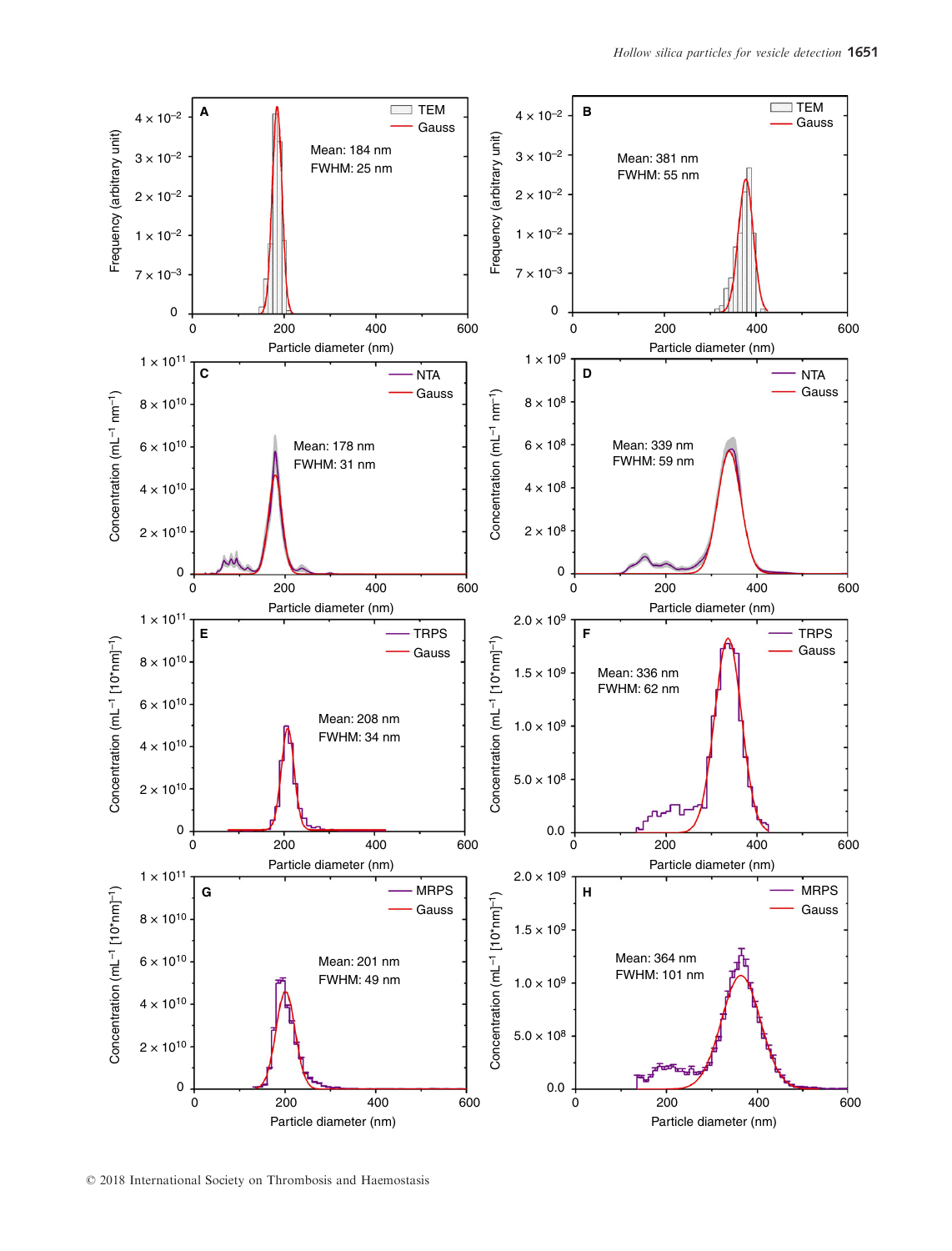A — TEM, Gauss. Mean: 184 nm, FWHM: 25 nm. Frequency (arbitrary unit) vs. Particle diameter (nm)

B — TEM, Gauss. Mean: 381 nm, FWHM: 55 nm. Frequency (arbitrary unit) vs. Particle diameter (nm)

C — NTA, Gauss. Mean: 178 nm, FWHM: 31 nm. Concentration ($mL^{-1}\ nm^{-1}$) vs. Particle diameter (nm)

D — NTA, Gauss. Mean: 339 nm, FWHM: 59 nm. Concentration ($mL^{-1}\ nm^{-1}$) vs. Particle diameter (nm)

E — TRPS, Gauss. Mean: 208 nm, FWHM: 34 nm. Concentration ($mL^{-1}$ [10*nm]$^{-1}$) vs. Particle diameter (nm)

F — TRPS, Gauss. Mean: 336 nm, FWHM: 62 nm. Concentration ($mL^{-1}$ [10*nm]$^{-1}$) vs. Particle diameter (nm)

G — MRPS, Gauss. Mean: 201 nm, FWHM: 49 nm. Concentration ($mL^{-1}$ [10*nm]$^{-1}$) vs. Particle diameter (nm)

H — MRPS, Gauss. Mean: 364 nm, FWHM: 101 nm. Concentration ($mL^{-1}$ [10*nm]$^{-1}$) vs. Particle diameter (nm)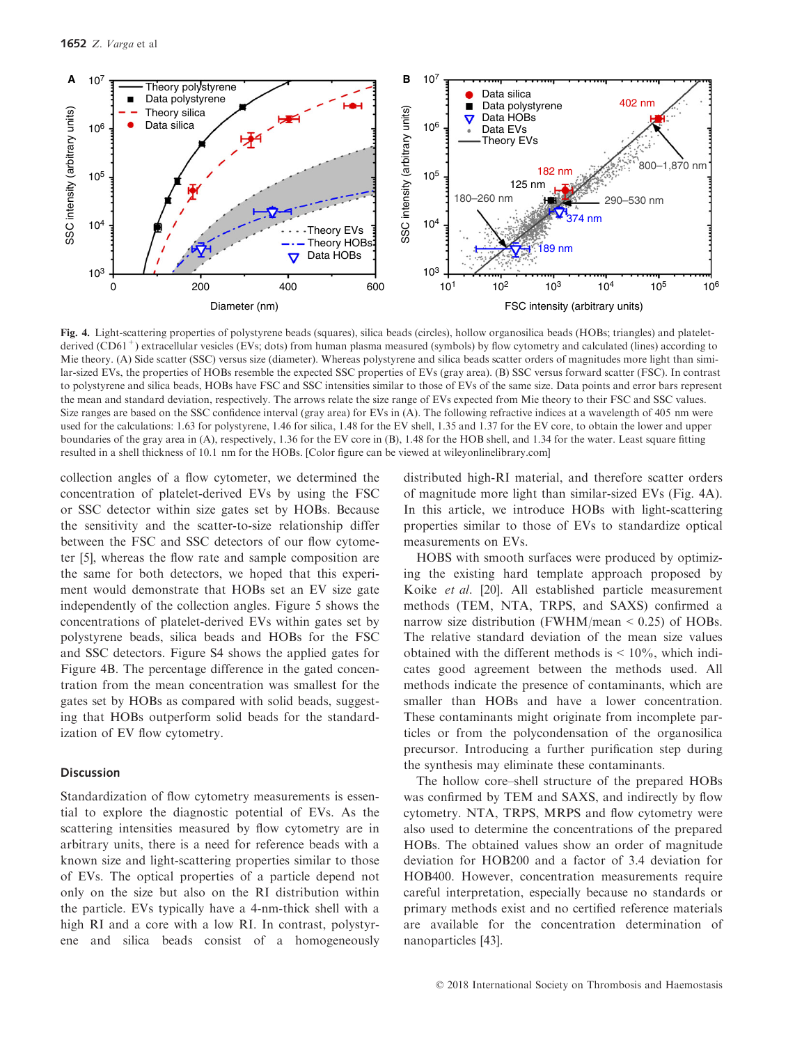**Fig. 4.** Light-scattering properties of polystyrene beads (squares), silica beads (circles), hollow organosilica beads (HOBs; triangles) and platelet-derived ($CD61^{+}$) extracellular vesicles (EVs; dots) from human plasma measured (symbols) by flow cytometry and calculated (lines) according to Mie theory. (A) Side scatter (SSC) versus size (diameter). Whereas polystyrene and silica beads scatter orders of magnitudes more light than similar-sized EVs, the properties of HOBs resemble the expected SSC properties of EVs (gray area). (B) SSC versus forward scatter (FSC). In contrast to polystyrene and silica beads, HOBs have FSC and SSC intensities similar to those of EVs of the same size. Data points and error bars represent the mean and standard deviation, respectively. The arrows relate the size range of EVs expected from Mie theory to their FSC and SSC values. Size ranges are based on the SSC confidence interval (gray area) for EVs in (A). The following refractive indices at a wavelength of 405 nm were used for the calculations: 1.63 for polystyrene, 1.46 for silica, 1.48 for the EV shell, 1.35 and 1.37 for the EV core, to obtain the lower and upper boundaries of the gray area in (A), respectively, 1.36 for the EV core in (B), 1.48 for the HOB shell, and 1.34 for the water. Least square fitting resulted in a shell thickness of 10.1 nm for the HOBs. [Color figure can be viewed at wileyonlinelibrary.com]

collection angles of a flow cytometer, we determined the concentration of platelet-derived EVs by using the FSC or SSC detector within size gates set by HOBs. Because the sensitivity and the scatter-to-size relationship differ between the FSC and SSC detectors of our flow cytometer [5], whereas the flow rate and sample composition are the same for both detectors, we hoped that this experiment would demonstrate that HOBs set an EV size gate independently of the collection angles. Figure 5 shows the concentrations of platelet-derived EVs within gates set by polystyrene beads, silica beads and HOBs for the FSC and SSC detectors. Figure S4 shows the applied gates for Figure 4B. The percentage difference in the gated concentration from the mean concentration was smallest for the gates set by HOBs as compared with solid beads, suggesting that HOBs outperform solid beads for the standardization of EV flow cytometry.

## Discussion

Standardization of flow cytometry measurements is essential to explore the diagnostic potential of EVs. As the scattering intensities measured by flow cytometry are in arbitrary units, there is a need for reference beads with a known size and light-scattering properties similar to those of EVs. The optical properties of a particle depend not only on the size but also on the RI distribution within the particle. EVs typically have a 4-nm-thick shell with a high RI and a core with a low RI. In contrast, polystyrene and silica beads consist of a homogeneously distributed high-RI material, and therefore scatter orders of magnitude more light than similar-sized EVs (Fig. 4A). In this article, we introduce HOBs with light-scattering properties similar to those of EVs to standardize optical measurements on EVs.

HOBS with smooth surfaces were produced by optimizing the existing hard template approach proposed by Koike *et al.* [20]. All established particle measurement methods (TEM, NTA, TRPS, and SAXS) confirmed a narrow size distribution (FWHM/mean < 0.25) of HOBs. The relative standard deviation of the mean size values obtained with the different methods is < 10%, which indicates good agreement between the methods used. All methods indicate the presence of contaminants, which are smaller than HOBs and have a lower concentration. These contaminants might originate from incomplete particles or from the polycondensation of the organosilica precursor. Introducing a further purification step during the synthesis may eliminate these contaminants.

The hollow core–shell structure of the prepared HOBs was confirmed by TEM and SAXS, and indirectly by flow cytometry. NTA, TRPS, MRPS and flow cytometry were also used to determine the concentrations of the prepared HOBs. The obtained values show an order of magnitude deviation for HOB200 and a factor of 3.4 deviation for HOB400. However, concentration measurements require careful interpretation, especially because no standards or primary methods exist and no certified reference materials are available for the concentration determination of nanoparticles [43].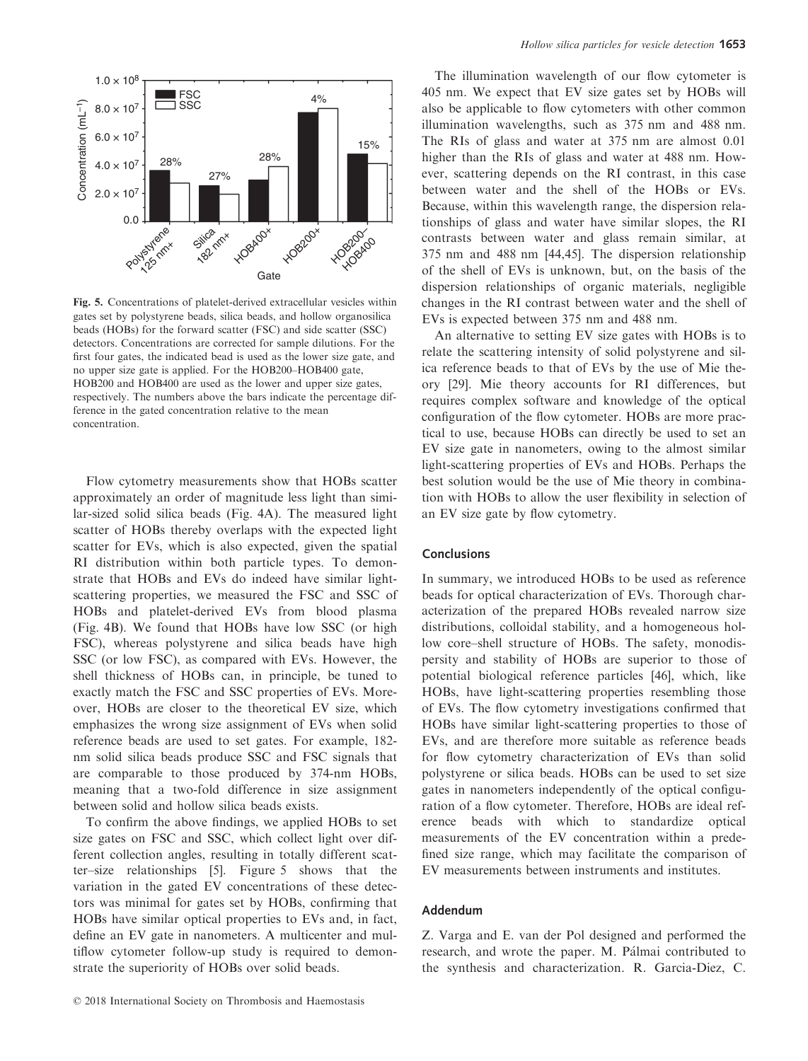Fig. 5. Concentrations of platelet-derived extracellular vesicles within gates set by polystyrene beads, silica beads, and hollow organosilica beads (HOBs) for the forward scatter (FSC) and side scatter (SSC) detectors. Concentrations are corrected for sample dilutions. For the first four gates, the indicated bead is used as the lower size gate, and no upper size gate is applied. For the HOB200–HOB400 gate, HOB200 and HOB400 are used as the lower and upper size gates, respectively. The numbers above the bars indicate the percentage difference in the gated concentration relative to the mean concentration.

Flow cytometry measurements show that HOBs scatter approximately an order of magnitude less light than similar-sized solid silica beads (Fig. 4A). The measured light scatter of HOBs thereby overlaps with the expected light scatter for EVs, which is also expected, given the spatial RI distribution within both particle types. To demonstrate that HOBs and EVs do indeed have similar light-scattering properties, we measured the FSC and SSC of HOBs and platelet-derived EVs from blood plasma (Fig. 4B). We found that HOBs have low SSC (or high FSC), whereas polystyrene and silica beads have high SSC (or low FSC), as compared with EVs. However, the shell thickness of HOBs can, in principle, be tuned to exactly match the FSC and SSC properties of EVs. Moreover, HOBs are closer to the theoretical EV size, which emphasizes the wrong size assignment of EVs when solid reference beads are used to set gates. For example, 182-nm solid silica beads produce SSC and FSC signals that are comparable to those produced by 374-nm HOBs, meaning that a two-fold difference in size assignment between solid and hollow silica beads exists.

To confirm the above findings, we applied HOBs to set size gates on FSC and SSC, which collect light over different collection angles, resulting in totally different scatter–size relationships [5]. Figure 5 shows that the variation in the gated EV concentrations of these detectors was minimal for gates set by HOBs, confirming that HOBs have similar optical properties to EVs and, in fact, define an EV gate in nanometers. A multicenter and multiflow cytometer follow-up study is required to demonstrate the superiority of HOBs over solid beads.

The illumination wavelength of our flow cytometer is 405 nm. We expect that EV size gates set by HOBs will also be applicable to flow cytometers with other common illumination wavelengths, such as 375 nm and 488 nm. The RIs of glass and water at 375 nm are almost 0.01 higher than the RIs of glass and water at 488 nm. However, scattering depends on the RI contrast, in this case between water and the shell of the HOBs or EVs. Because, within this wavelength range, the dispersion relationships of glass and water have similar slopes, the RI contrasts between water and glass remain similar, at 375 nm and 488 nm [44,45]. The dispersion relationship of the shell of EVs is unknown, but, on the basis of the dispersion relationships of organic materials, negligible changes in the RI contrast between water and the shell of EVs is expected between 375 nm and 488 nm.

An alternative to setting EV size gates with HOBs is to relate the scattering intensity of solid polystyrene and silica reference beads to that of EVs by the use of Mie theory [29]. Mie theory accounts for RI differences, but requires complex software and knowledge of the optical configuration of the flow cytometer. HOBs are more practical to use, because HOBs can directly be used to set an EV size gate in nanometers, owing to the almost similar light-scattering properties of EVs and HOBs. Perhaps the best solution would be the use of Mie theory in combination with HOBs to allow the user flexibility in selection of an EV size gate by flow cytometry.

## Conclusions

In summary, we introduced HOBs to be used as reference beads for optical characterization of EVs. Thorough characterization of the prepared HOBs revealed narrow size distributions, colloidal stability, and a homogeneous hollow core–shell structure of HOBs. The safety, monodispersity and stability of HOBs are superior to those of potential biological reference particles [46], which, like HOBs, have light-scattering properties resembling those of EVs. The flow cytometry investigations confirmed that HOBs have similar light-scattering properties to those of EVs, and are therefore more suitable as reference beads for flow cytometry characterization of EVs than solid polystyrene or silica beads. HOBs can be used to set size gates in nanometers independently of the optical configuration of a flow cytometer. Therefore, HOBs are ideal reference beads with which to standardize optical measurements of the EV concentration within a predefined size range, which may facilitate the comparison of EV measurements between instruments and institutes.

## Addendum

Z. Varga and E. van der Pol designed and performed the research, and wrote the paper. M. Pálmai contributed to the synthesis and characterization. R. Garcia-Diez, C.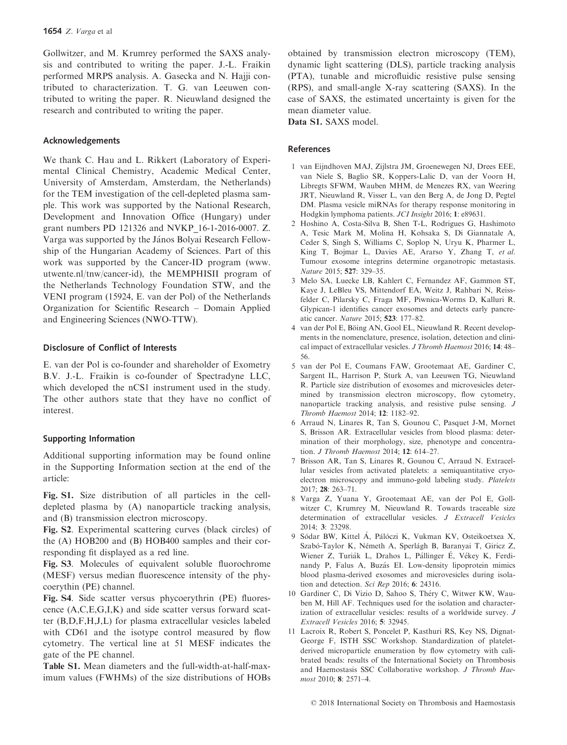Gollwitzer, and M. Krumrey performed the SAXS analysis and contributed to writing the paper. J.-L. Fraikin performed MRPS analysis. A. Gasecka and N. Hajji contributed to characterization. T. G. van Leeuwen contributed to writing the paper. R. Nieuwland designed the research and contributed to writing the paper.

## Acknowledgements

We thank C. Hau and L. Rikkert (Laboratory of Experimental Clinical Chemistry, Academic Medical Center, University of Amsterdam, Amsterdam, the Netherlands) for the TEM investigation of the cell-depleted plasma sample. This work was supported by the National Research, Development and Innovation Office (Hungary) under grant numbers PD 121326 and NVKP_16-1-2016-0007. Z. Varga was supported by the János Bolyai Research Fellowship of the Hungarian Academy of Sciences. Part of this work was supported by the Cancer-ID program (www.utwente.nl/tnw/cancer-id), the MEMPHISII program of the Netherlands Technology Foundation STW, and the VENI program (15924, E. van der Pol) of the Netherlands Organization for Scientific Research – Domain Applied and Engineering Sciences (NWO-TTW).

## Disclosure of Conflict of Interests

E. van der Pol is co-founder and shareholder of Exometry B.V. J.-L. Fraikin is co-founder of Spectradyne LLC, which developed the nCS1 instrument used in the study. The other authors state that they have no conflict of interest.

## Supporting Information

Additional supporting information may be found online in the Supporting Information section at the end of the article:

**Fig. S1.** Size distribution of all particles in the cell-depleted plasma by (A) nanoparticle tracking analysis, and (B) transmission electron microscopy.

**Fig. S2**. Experimental scattering curves (black circles) of the (A) HOB200 and (B) HOB400 samples and their corresponding fit displayed as a red line.

**Fig. S3**. Molecules of equivalent soluble fluorochrome (MESF) versus median fluorescence intensity of the phycoerythrin (PE) channel.

**Fig. S4**. Side scatter versus phycoerythrin (PE) fluorescence (A,C,E,G,I,K) and side scatter versus forward scatter (B,D,F,H,J,L) for plasma extracellular vesicles labeled with CD61 and the isotype control measured by flow cytometry. The vertical line at 51 MESF indicates the gate of the PE channel.

**Table S1.** Mean diameters and the full-width-at-half-maximum values (FWHMs) of the size distributions of HOBs obtained by transmission electron microscopy (TEM), dynamic light scattering (DLS), particle tracking analysis (PTA), tunable and microfluidic resistive pulse sensing (RPS), and small-angle X-ray scattering (SAXS). In the case of SAXS, the estimated uncertainty is given for the mean diameter value.

**Data S1.** SAXS model.

## References

1 van Eijndhoven MAJ, Zijlstra JM, Groenewegen NJ, Drees EEE, van Niele S, Baglio SR, Koppers-Lalic D, van der Voorn H, Libregts SFWM, Wauben MHM, de Menezes RX, van Weering JRT, Nieuwland R, Visser L, van den Berg A, de Jong D, Pegtel DM. Plasma vesicle miRNAs for therapy response monitoring in Hodgkin lymphoma patients. *JCI Insight* 2016; **1**: e89631.

2 Hoshino A, Costa-Silva B, Shen T-L, Rodrigues G, Hashimoto A, Tesic Mark M, Molina H, Kohsaka S, Di Giannatale A, Ceder S, Singh S, Williams C, Soplop N, Uryu K, Pharmer L, King T, Bojmar L, Davies AE, Ararso Y, Zhang T, *et al.* Tumour exosome integrins determine organotropic metastasis. *Nature* 2015; **527**: 329–35.

3 Melo SA, Luecke LB, Kahlert C, Fernandez AF, Gammon ST, Kaye J, LeBleu VS, Mittendorf EA, Weitz J, Rahbari N, Reissfelder C, Pilarsky C, Fraga MF, Piwnica-Worms D, Kalluri R. Glypican-1 identifies cancer exosomes and detects early pancreatic cancer. *Nature* 2015; **523**: 177–82.

4 van der Pol E, Böing AN, Gool EL, Nieuwland R. Recent developments in the nomenclature, presence, isolation, detection and clinical impact of extracellular vesicles. *J Thromb Haemost* 2016; **14**: 48–56.

5 van der Pol E, Coumans FAW, Grootemaat AE, Gardiner C, Sargent IL, Harrison P, Sturk A, van Leeuwen TG, Nieuwland R. Particle size distribution of exosomes and microvesicles determined by transmission electron microscopy, flow cytometry, nanoparticle tracking analysis, and resistive pulse sensing. *J Thromb Haemost* 2014; **12**: 1182–92.

6 Arraud N, Linares R, Tan S, Gounou C, Pasquet J-M, Mornet S, Brisson AR. Extracellular vesicles from blood plasma: determination of their morphology, size, phenotype and concentration. *J Thromb Haemost* 2014; **12**: 614–27.

7 Brisson AR, Tan S, Linares R, Gounou C, Arraud N. Extracellular vesicles from activated platelets: a semiquantitative cryo-electron microscopy and immuno-gold labeling study. *Platelets* 2017; **28**: 263–71.

8 Varga Z, Yuana Y, Grootemaat AE, van der Pol E, Gollwitzer C, Krumrey M, Nieuwland R. Towards traceable size determination of extracellular vesicles. *J Extracell Vesicles* 2014; **3**: 23298.

9 Sódar BW, Kittel Á, Pálóczi K, Vukman KV, Osteikoetxea X, Szabó-Taylor K, Németh A, Sperlágh B, Baranyai T, Giricz Z, Wiener Z, Turiák L, Drahos L, Pállinger É, Vékey K, Ferdinandy P, Falus A, Buzás EI. Low-density lipoprotein mimics blood plasma-derived exosomes and microvesicles during isolation and detection. *Sci Rep* 2016; **6**: 24316.

10 Gardiner C, Di Vizio D, Sahoo S, Théry C, Witwer KW, Wauben M, Hill AF. Techniques used for the isolation and characterization of extracellular vesicles: results of a worldwide survey. *J Extracell Vesicles* 2016; **5**: 32945.

11 Lacroix R, Robert S, Poncelet P, Kasthuri RS, Key NS, Dignat-George F, ISTH SSC Workshop. Standardization of platelet-derived microparticle enumeration by flow cytometry with calibrated beads: results of the International Society on Thrombosis and Haemostasis SSC Collaborative workshop. *J Thromb Haemost* 2010; **8**: 2571–4.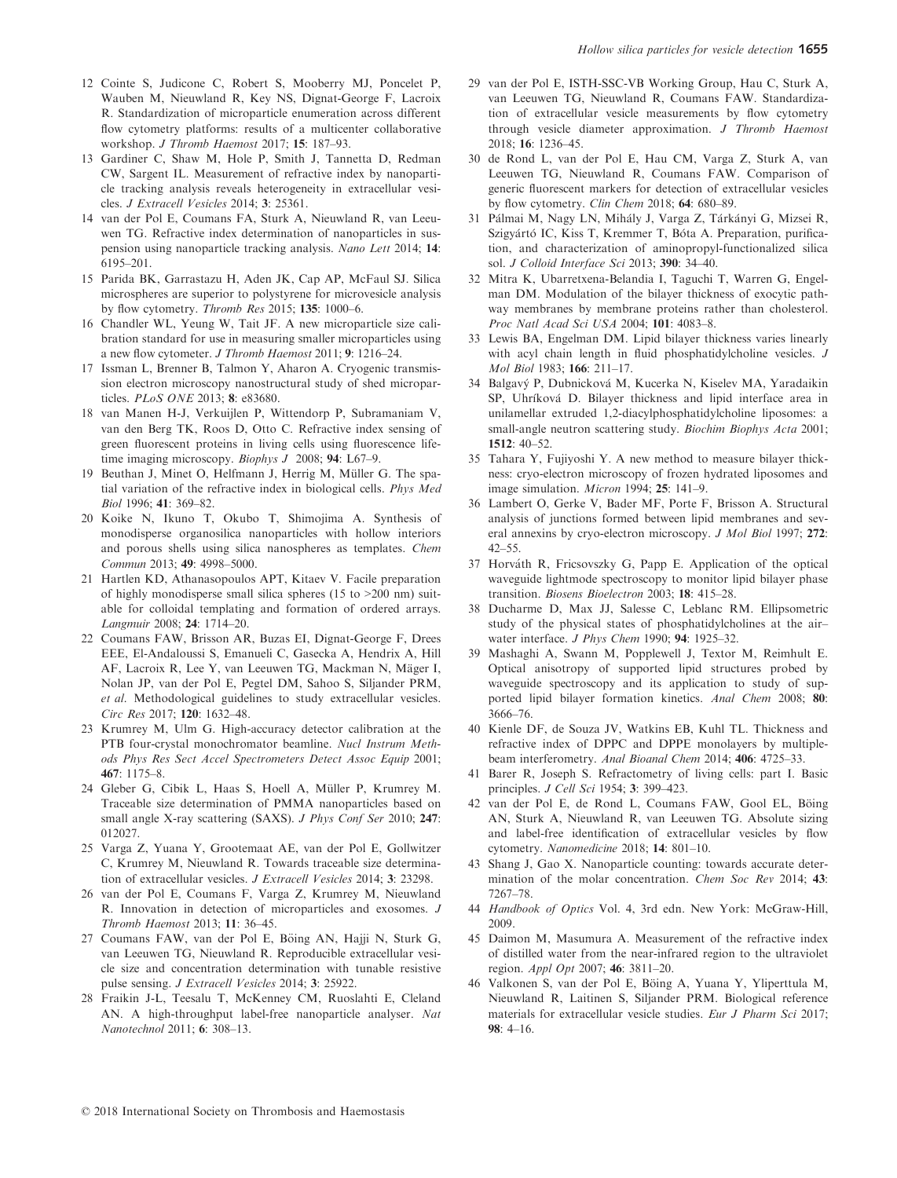12 Cointe S, Judicone C, Robert S, Mooberry MJ, Poncelet P, Wauben M, Nieuwland R, Key NS, Dignat-George F, Lacroix R. Standardization of microparticle enumeration across different flow cytometry platforms: results of a multicenter collaborative workshop. *J Thromb Haemost* 2017; **15**: 187–93.

13 Gardiner C, Shaw M, Hole P, Smith J, Tannetta D, Redman CW, Sargent IL. Measurement of refractive index by nanoparticle tracking analysis reveals heterogeneity in extracellular vesicles. *J Extracell Vesicles* 2014; **3**: 25361.

14 van der Pol E, Coumans FA, Sturk A, Nieuwland R, van Leeuwen TG. Refractive index determination of nanoparticles in suspension using nanoparticle tracking analysis. *Nano Lett* 2014; **14**: 6195–201.

15 Parida BK, Garrastazu H, Aden JK, Cap AP, McFaul SJ. Silica microspheres are superior to polystyrene for microvesicle analysis by flow cytometry. *Thromb Res* 2015; **135**: 1000–6.

16 Chandler WL, Yeung W, Tait JF. A new microparticle size calibration standard for use in measuring smaller microparticles using a new flow cytometer. *J Thromb Haemost* 2011; **9**: 1216–24.

17 Issman L, Brenner B, Talmon Y, Aharon A. Cryogenic transmission electron microscopy nanostructural study of shed microparticles. *PLoS ONE* 2013; **8**: e83680.

18 van Manen H-J, Verkuijlen P, Wittendorp P, Subramaniam V, van den Berg TK, Roos D, Otto C. Refractive index sensing of green fluorescent proteins in living cells using fluorescence lifetime imaging microscopy. *Biophys J* 2008; **94**: L67–9.

19 Beuthan J, Minet O, Helfmann J, Herrig M, Müller G. The spatial variation of the refractive index in biological cells. *Phys Med Biol* 1996; **41**: 369–82.

20 Koike N, Ikuno T, Okubo T, Shimojima A. Synthesis of monodisperse organosilica nanoparticles with hollow interiors and porous shells using silica nanospheres as templates. *Chem Commun* 2013; **49**: 4998–5000.

21 Hartlen KD, Athanasopoulos APT, Kitaev V. Facile preparation of highly monodisperse small silica spheres (15 to >200 nm) suitable for colloidal templating and formation of ordered arrays. *Langmuir* 2008; **24**: 1714–20.

22 Coumans FAW, Brisson AR, Buzas EI, Dignat-George F, Drees EEE, El-Andaloussi S, Emanueli C, Gasecka A, Hendrix A, Hill AF, Lacroix R, Lee Y, van Leeuwen TG, Mackman N, Mäger I, Nolan JP, van der Pol E, Pegtel DM, Sahoo S, Siljander PRM, *et al.* Methodological guidelines to study extracellular vesicles. *Circ Res* 2017; **120**: 1632–48.

23 Krumrey M, Ulm G. High-accuracy detector calibration at the PTB four-crystal monochromator beamline. *Nucl Instrum Methods Phys Res Sect Accel Spectrometers Detect Assoc Equip* 2001; **467**: 1175–8.

24 Gleber G, Cibik L, Haas S, Hoell A, Müller P, Krumrey M. Traceable size determination of PMMA nanoparticles based on small angle X-ray scattering (SAXS). *J Phys Conf Ser* 2010; **247**: 012027.

25 Varga Z, Yuana Y, Grootemaat AE, van der Pol E, Gollwitzer C, Krumrey M, Nieuwland R. Towards traceable size determination of extracellular vesicles. *J Extracell Vesicles* 2014; **3**: 23298.

26 van der Pol E, Coumans F, Varga Z, Krumrey M, Nieuwland R. Innovation in detection of microparticles and exosomes. *J Thromb Haemost* 2013; **11**: 36–45.

27 Coumans FAW, van der Pol E, Böing AN, Hajji N, Sturk G, van Leeuwen TG, Nieuwland R. Reproducible extracellular vesicle size and concentration determination with tunable resistive pulse sensing. *J Extracell Vesicles* 2014; **3**: 25922.

28 Fraikin J-L, Teesalu T, McKenney CM, Ruoslahti E, Cleland AN. A high-throughput label-free nanoparticle analyser. *Nat Nanotechnol* 2011; **6**: 308–13.

29 van der Pol E, ISTH-SSC-VB Working Group, Hau C, Sturk A, van Leeuwen TG, Nieuwland R, Coumans FAW. Standardization of extracellular vesicle measurements by flow cytometry through vesicle diameter approximation. *J Thromb Haemost* 2018; **16**: 1236–45.

30 de Rond L, van der Pol E, Hau CM, Varga Z, Sturk A, van Leeuwen TG, Nieuwland R, Coumans FAW. Comparison of generic fluorescent markers for detection of extracellular vesicles by flow cytometry. *Clin Chem* 2018; **64**: 680–89.

31 Pálmai M, Nagy LN, Mihály J, Varga Z, Tárkányi G, Mizsei R, Szigyártó IC, Kiss T, Kremmer T, Bóta A. Preparation, purification, and characterization of aminopropyl-functionalized silica sol. *J Colloid Interface Sci* 2013; **390**: 34–40.

32 Mitra K, Ubarretxena-Belandia I, Taguchi T, Warren G, Engelman DM. Modulation of the bilayer thickness of exocytic pathway membranes by membrane proteins rather than cholesterol. *Proc Natl Acad Sci USA* 2004; **101**: 4083–8.

33 Lewis BA, Engelman DM. Lipid bilayer thickness varies linearly with acyl chain length in fluid phosphatidylcholine vesicles. *J Mol Biol* 1983; **166**: 211–17.

34 Balgavý P, Dubnicková M, Kucerka N, Kiselev MA, Yaradaikin SP, Uhríková D. Bilayer thickness and lipid interface area in unilamellar extruded 1,2-diacylphosphatidylcholine liposomes: a small-angle neutron scattering study. *Biochim Biophys Acta* 2001; **1512**: 40–52.

35 Tahara Y, Fujiyoshi Y. A new method to measure bilayer thickness: cryo-electron microscopy of frozen hydrated liposomes and image simulation. *Micron* 1994; **25**: 141–9.

36 Lambert O, Gerke V, Bader MF, Porte F, Brisson A. Structural analysis of junctions formed between lipid membranes and several annexins by cryo-electron microscopy. *J Mol Biol* 1997; **272**: 42–55.

37 Horváth R, Fricsovszky G, Papp E. Application of the optical waveguide lightmode spectroscopy to monitor lipid bilayer phase transition. *Biosens Bioelectron* 2003; **18**: 415–28.

38 Ducharme D, Max JJ, Salesse C, Leblanc RM. Ellipsometric study of the physical states of phosphatidylcholines at the air–water interface. *J Phys Chem* 1990; **94**: 1925–32.

39 Mashaghi A, Swann M, Popplewell J, Textor M, Reimhult E. Optical anisotropy of supported lipid structures probed by waveguide spectroscopy and its application to study of supported lipid bilayer formation kinetics. *Anal Chem* 2008; **80**: 3666–76.

40 Kienle DF, de Souza JV, Watkins EB, Kuhl TL. Thickness and refractive index of DPPC and DPPE monolayers by multiple-beam interferometry. *Anal Bioanal Chem* 2014; **406**: 4725–33.

41 Barer R, Joseph S. Refractometry of living cells: part I. Basic principles. *J Cell Sci* 1954; **3**: 399–423.

42 van der Pol E, de Rond L, Coumans FAW, Gool EL, Böing AN, Sturk A, Nieuwland R, van Leeuwen TG. Absolute sizing and label-free identification of extracellular vesicles by flow cytometry. *Nanomedicine* 2018; **14**: 801–10.

43 Shang J, Gao X. Nanoparticle counting: towards accurate determination of the molar concentration. *Chem Soc Rev* 2014; **43**: 7267–78.

44 *Handbook of Optics* Vol. 4, 3rd edn. New York: McGraw-Hill, 2009.

45 Daimon M, Masumura A. Measurement of the refractive index of distilled water from the near-infrared region to the ultraviolet region. *Appl Opt* 2007; **46**: 3811–20.

46 Valkonen S, van der Pol E, Böing A, Yuana Y, Yliperttula M, Nieuwland R, Laitinen S, Siljander PRM. Biological reference materials for extracellular vesicle studies. *Eur J Pharm Sci* 2017; **98**: 4–16.